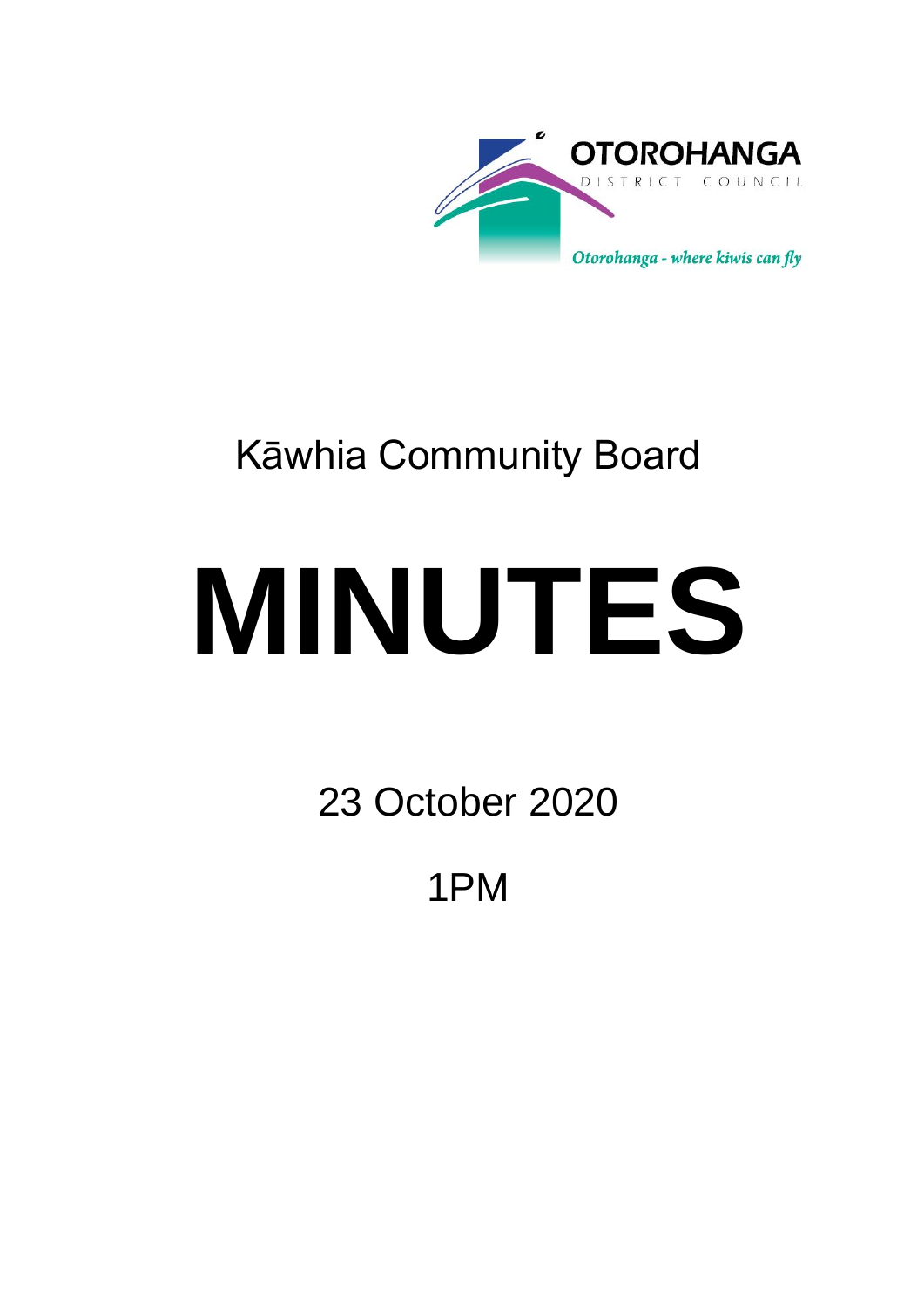OTOROHANGA

DISTRICT COUNCIL

*Otorohanga - where kiwis can fly*

# Kāwhia Community Board

# MINUTES

23 October 2020

1PM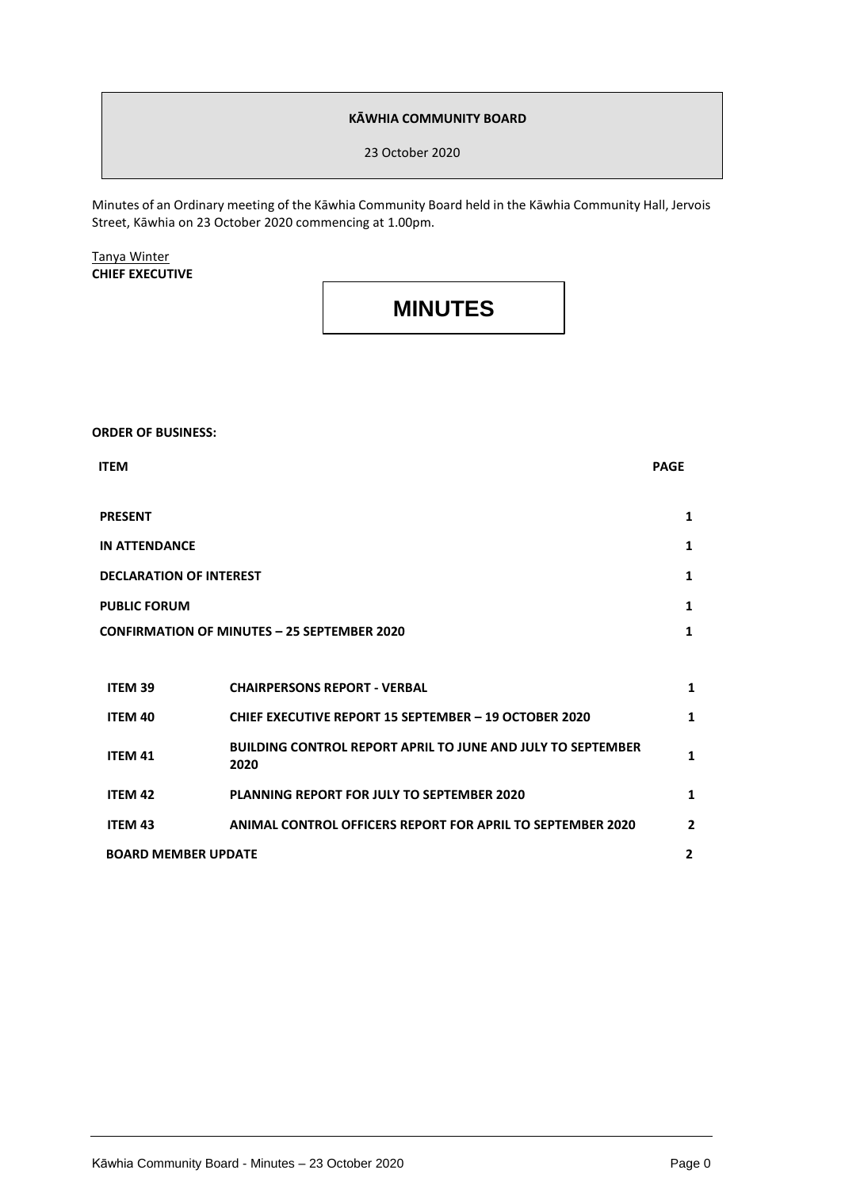**KĀWHIA COMMUNITY BOARD**

23 October 2020

Minutes of an Ordinary meeting of the Kāwhia Community Board held in the Kāwhia Community Hall, Jervois Street, Kāwhia on 23 October 2020 commencing at 1.00pm.

Tanya Winter
**CHIEF EXECUTIVE**

# MINUTES

**ORDER OF BUSINESS:**

| ITEM | | PAGE |
|---|---|---|
| **PRESENT** | | **1** |
| **IN ATTENDANCE** | | **1** |
| **DECLARATION OF INTEREST** | | **1** |
| **PUBLIC FORUM** | | **1** |
| **CONFIRMATION OF MINUTES – 25 SEPTEMBER 2020** | | **1** |
| **ITEM 39** | **CHAIRPERSONS REPORT - VERBAL** | **1** |
| **ITEM 40** | **CHIEF EXECUTIVE REPORT 15 SEPTEMBER – 19 OCTOBER 2020** | **1** |
| **ITEM 41** | **BUILDING CONTROL REPORT APRIL TO JUNE AND JULY TO SEPTEMBER 2020** | **1** |
| **ITEM 42** | **PLANNING REPORT FOR JULY TO SEPTEMBER 2020** | **1** |
| **ITEM 43** | **ANIMAL CONTROL OFFICERS REPORT FOR APRIL TO SEPTEMBER 2020** | **2** |
| **BOARD MEMBER UPDATE** | | **2** |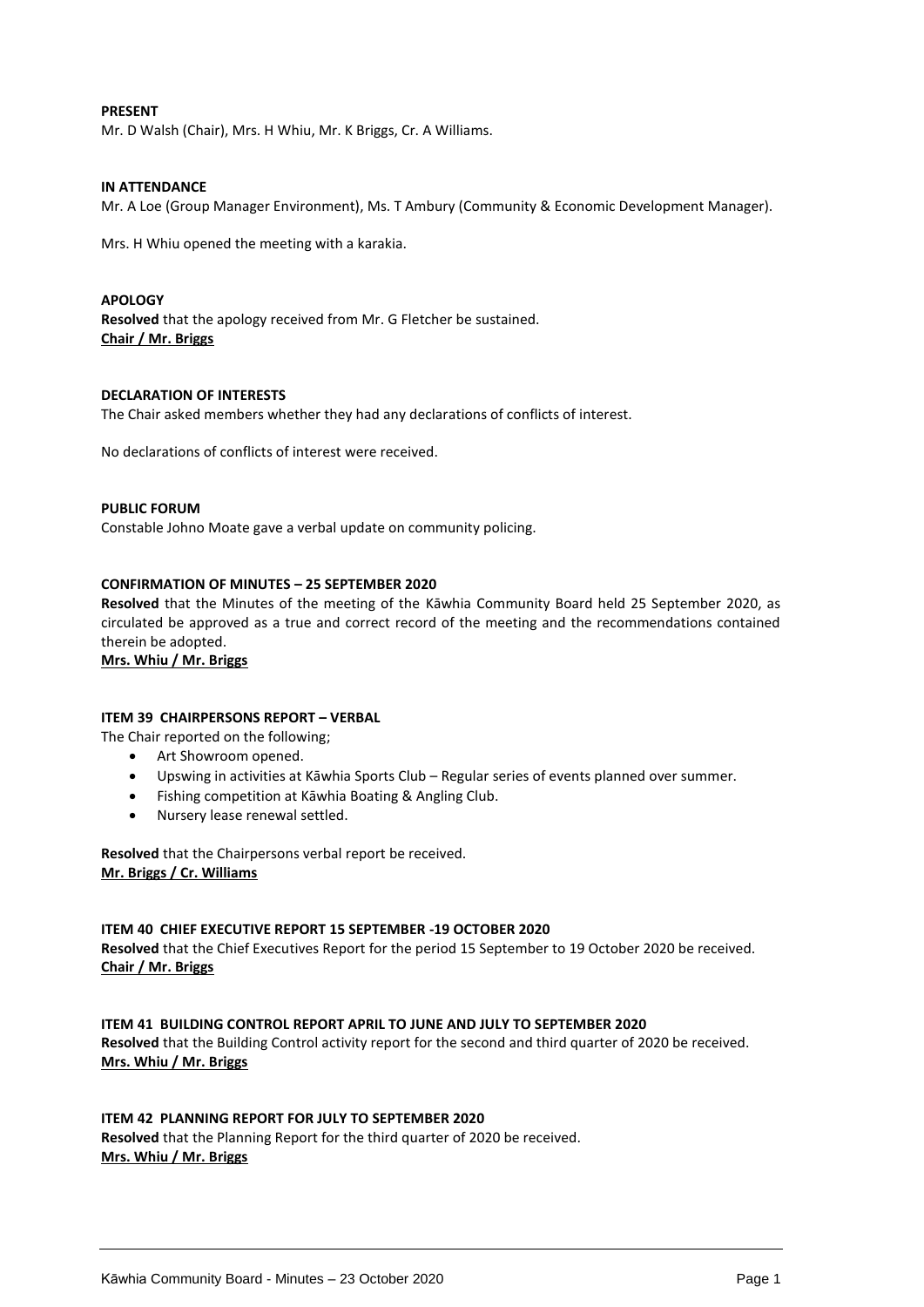**PRESENT**
Mr. D Walsh (Chair), Mrs. H Whiu, Mr. K Briggs, Cr. A Williams.

**IN ATTENDANCE**
Mr. A Loe (Group Manager Environment), Ms. T Ambury (Community & Economic Development Manager).

Mrs. H Whiu opened the meeting with a karakia.

**APOLOGY**
**Resolved** that the apology received from Mr. G Fletcher be sustained.
**Chair / Mr. Briggs**

**DECLARATION OF INTERESTS**
The Chair asked members whether they had any declarations of conflicts of interest.

No declarations of conflicts of interest were received.

**PUBLIC FORUM**
Constable Johno Moate gave a verbal update on community policing.

**CONFIRMATION OF MINUTES – 25 SEPTEMBER 2020**
**Resolved** that the Minutes of the meeting of the Kāwhia Community Board held 25 September 2020, as circulated be approved as a true and correct record of the meeting and the recommendations contained therein be adopted.
**Mrs. Whiu / Mr. Briggs**

**ITEM 39 CHAIRPERSONS REPORT – VERBAL**
The Chair reported on the following;

- Art Showroom opened.
- Upswing in activities at Kāwhia Sports Club – Regular series of events planned over summer.
- Fishing competition at Kāwhia Boating & Angling Club.
- Nursery lease renewal settled.

**Resolved** that the Chairpersons verbal report be received.
**Mr. Briggs / Cr. Williams**

**ITEM 40 CHIEF EXECUTIVE REPORT 15 SEPTEMBER -19 OCTOBER 2020**
**Resolved** that the Chief Executives Report for the period 15 September to 19 October 2020 be received.
**Chair / Mr. Briggs**

**ITEM 41 BUILDING CONTROL REPORT APRIL TO JUNE AND JULY TO SEPTEMBER 2020**
**Resolved** that the Building Control activity report for the second and third quarter of 2020 be received.
**Mrs. Whiu / Mr. Briggs**

**ITEM 42 PLANNING REPORT FOR JULY TO SEPTEMBER 2020**
**Resolved** that the Planning Report for the third quarter of 2020 be received.
**Mrs. Whiu / Mr. Briggs**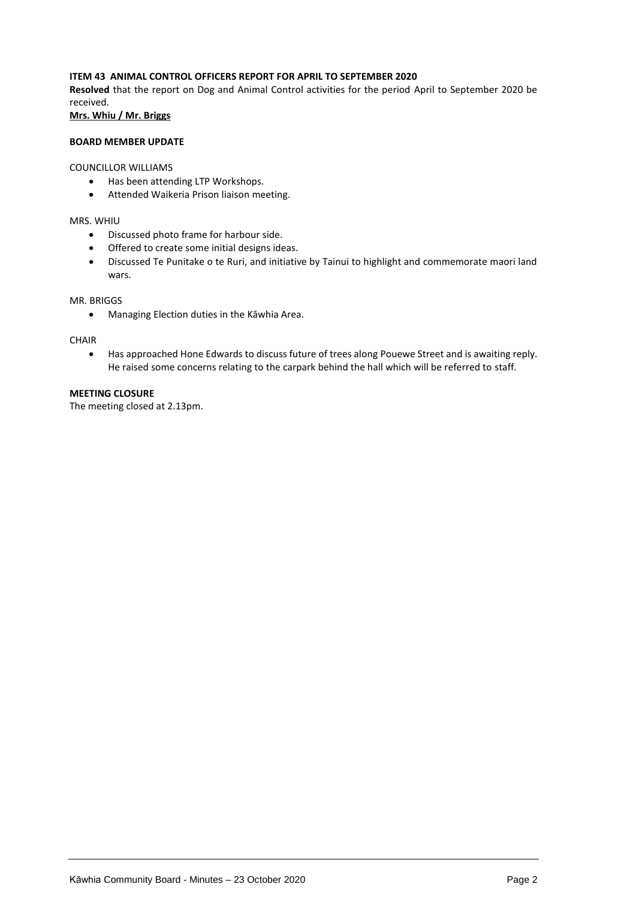**ITEM 43 ANIMAL CONTROL OFFICERS REPORT FOR APRIL TO SEPTEMBER 2020**

**Resolved** that the report on Dog and Animal Control activities for the period April to September 2020 be received.

**Mrs. Whiu / Mr. Briggs**

**BOARD MEMBER UPDATE**

COUNCILLOR WILLIAMS

- Has been attending LTP Workshops.
- Attended Waikeria Prison liaison meeting.

MRS. WHIU

- Discussed photo frame for harbour side.
- Offered to create some initial designs ideas.
- Discussed Te Punitake o te Ruri, and initiative by Tainui to highlight and commemorate maori land wars.

MR. BRIGGS

- Managing Election duties in the Kāwhia Area.

CHAIR

- Has approached Hone Edwards to discuss future of trees along Pouewe Street and is awaiting reply. He raised some concerns relating to the carpark behind the hall which will be referred to staff.

**MEETING CLOSURE**

The meeting closed at 2.13pm.